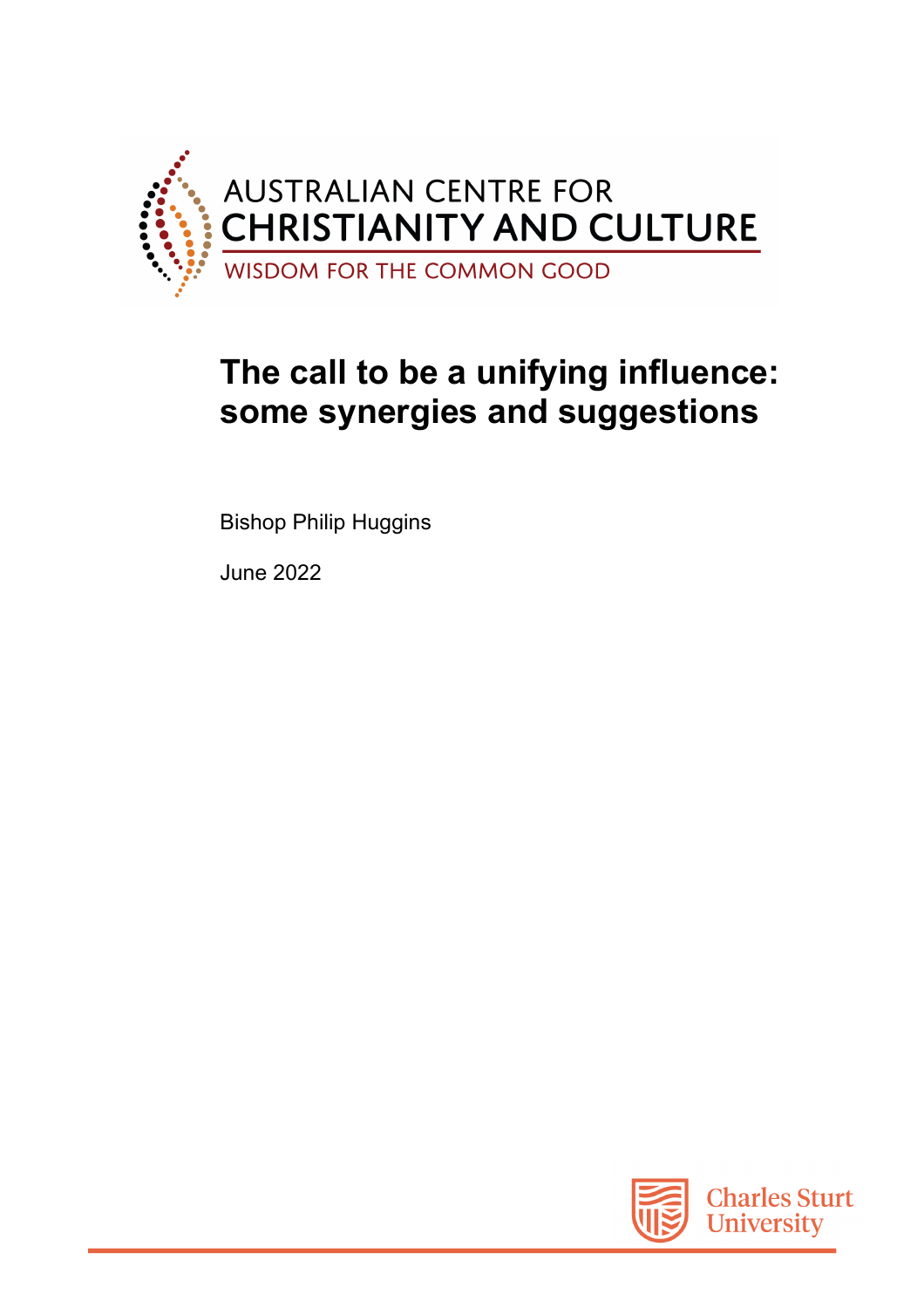AUSTRALIAN CENTRE FOR CHRISTIANITY AND CULTURE

WISDOM FOR THE COMMON GOOD

# The call to be a unifying influence: some synergies and suggestions

Bishop Philip Huggins

June 2022

Charles Sturt University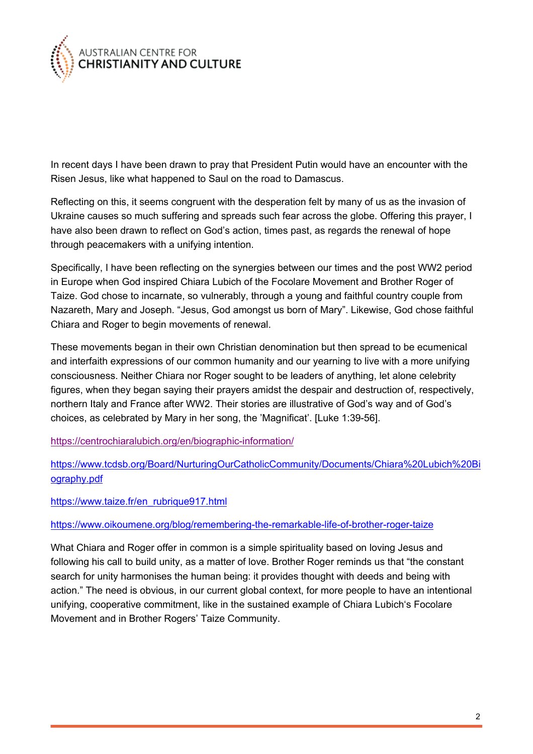In recent days I have been drawn to pray that President Putin would have an encounter with the Risen Jesus, like what happened to Saul on the road to Damascus.

Reflecting on this, it seems congruent with the desperation felt by many of us as the invasion of Ukraine causes so much suffering and spreads such fear across the globe. Offering this prayer, I have also been drawn to reflect on God's action, times past, as regards the renewal of hope through peacemakers with a unifying intention.

Specifically, I have been reflecting on the synergies between our times and the post WW2 period in Europe when God inspired Chiara Lubich of the Focolare Movement and Brother Roger of Taize. God chose to incarnate, so vulnerably, through a young and faithful country couple from Nazareth, Mary and Joseph. "Jesus, God amongst us born of Mary". Likewise, God chose faithful Chiara and Roger to begin movements of renewal.

These movements began in their own Christian denomination but then spread to be ecumenical and interfaith expressions of our common humanity and our yearning to live with a more unifying consciousness. Neither Chiara nor Roger sought to be leaders of anything, let alone celebrity figures, when they began saying their prayers amidst the despair and destruction of, respectively, northern Italy and France after WW2. Their stories are illustrative of God's way and of God's choices, as celebrated by Mary in her song, the 'Magnificat'. [Luke 1:39-56].

https://centrochiaralubich.org/en/biographic-information/

https://www.tcdsb.org/Board/NurturingOurCatholicCommunity/Documents/Chiara%20Lubich%20Biography.pdf

https://www.taize.fr/en_rubrique917.html

https://www.oikoumene.org/blog/remembering-the-remarkable-life-of-brother-roger-taize

What Chiara and Roger offer in common is a simple spirituality based on loving Jesus and following his call to build unity, as a matter of love. Brother Roger reminds us that "the constant search for unity harmonises the human being: it provides thought with deeds and being with action." The need is obvious, in our current global context, for more people to have an intentional unifying, cooperative commitment, like in the sustained example of Chiara Lubich's Focolare Movement and in Brother Rogers' Taize Community.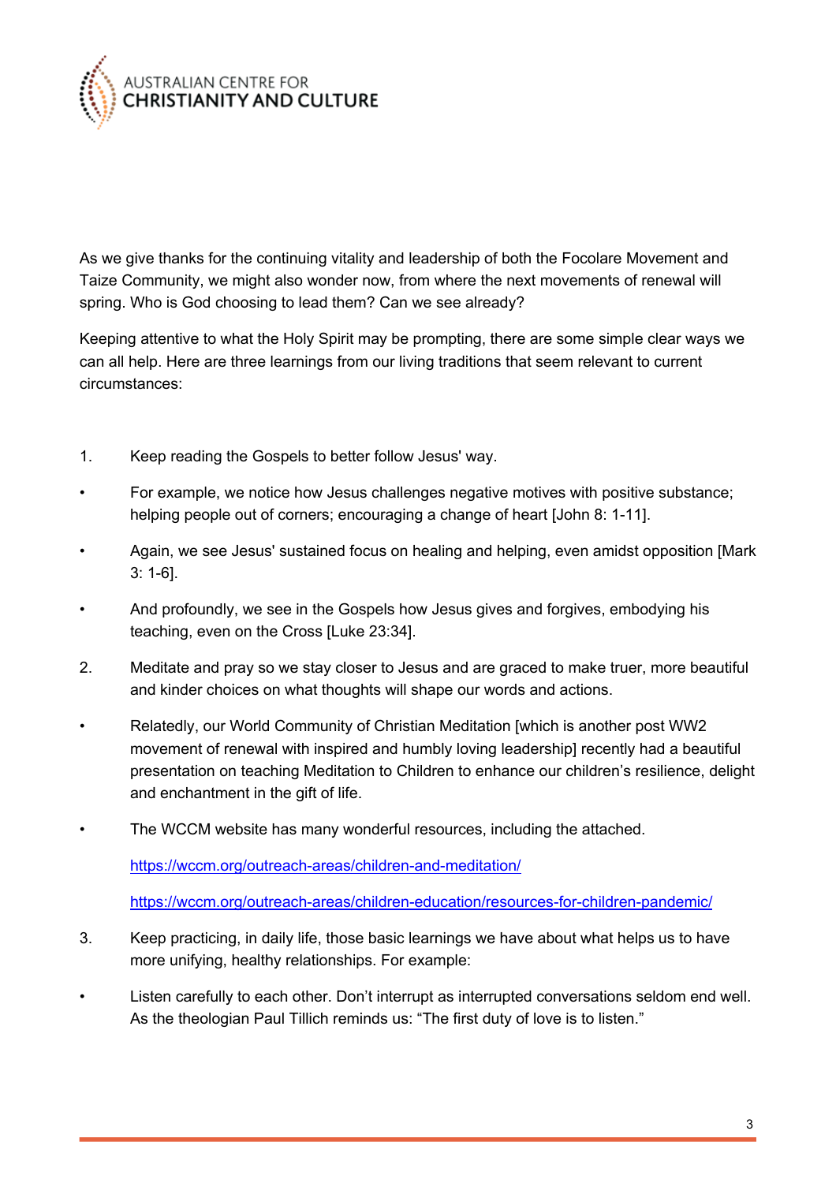As we give thanks for the continuing vitality and leadership of both the Focolare Movement and Taize Community, we might also wonder now, from where the next movements of renewal will spring. Who is God choosing to lead them? Can we see already?

Keeping attentive to what the Holy Spirit may be prompting, there are some simple clear ways we can all help. Here are three learnings from our living traditions that seem relevant to current circumstances:

1. Keep reading the Gospels to better follow Jesus' way.

- For example, we notice how Jesus challenges negative motives with positive substance; helping people out of corners; encouraging a change of heart [John 8: 1-11].
- Again, we see Jesus' sustained focus on healing and helping, even amidst opposition [Mark 3: 1-6].
- And profoundly, we see in the Gospels how Jesus gives and forgives, embodying his teaching, even on the Cross [Luke 23:34].

2. Meditate and pray so we stay closer to Jesus and are graced to make truer, more beautiful and kinder choices on what thoughts will shape our words and actions.

- Relatedly, our World Community of Christian Meditation [which is another post WW2 movement of renewal with inspired and humbly loving leadership] recently had a beautiful presentation on teaching Meditation to Children to enhance our children's resilience, delight and enchantment in the gift of life.
- The WCCM website has many wonderful resources, including the attached.

  https://wccm.org/outreach-areas/children-and-meditation/

  https://wccm.org/outreach-areas/children-education/resources-for-children-pandemic/

3. Keep practicing, in daily life, those basic learnings we have about what helps us to have more unifying, healthy relationships. For example:

- Listen carefully to each other. Don't interrupt as interrupted conversations seldom end well. As the theologian Paul Tillich reminds us: "The first duty of love is to listen."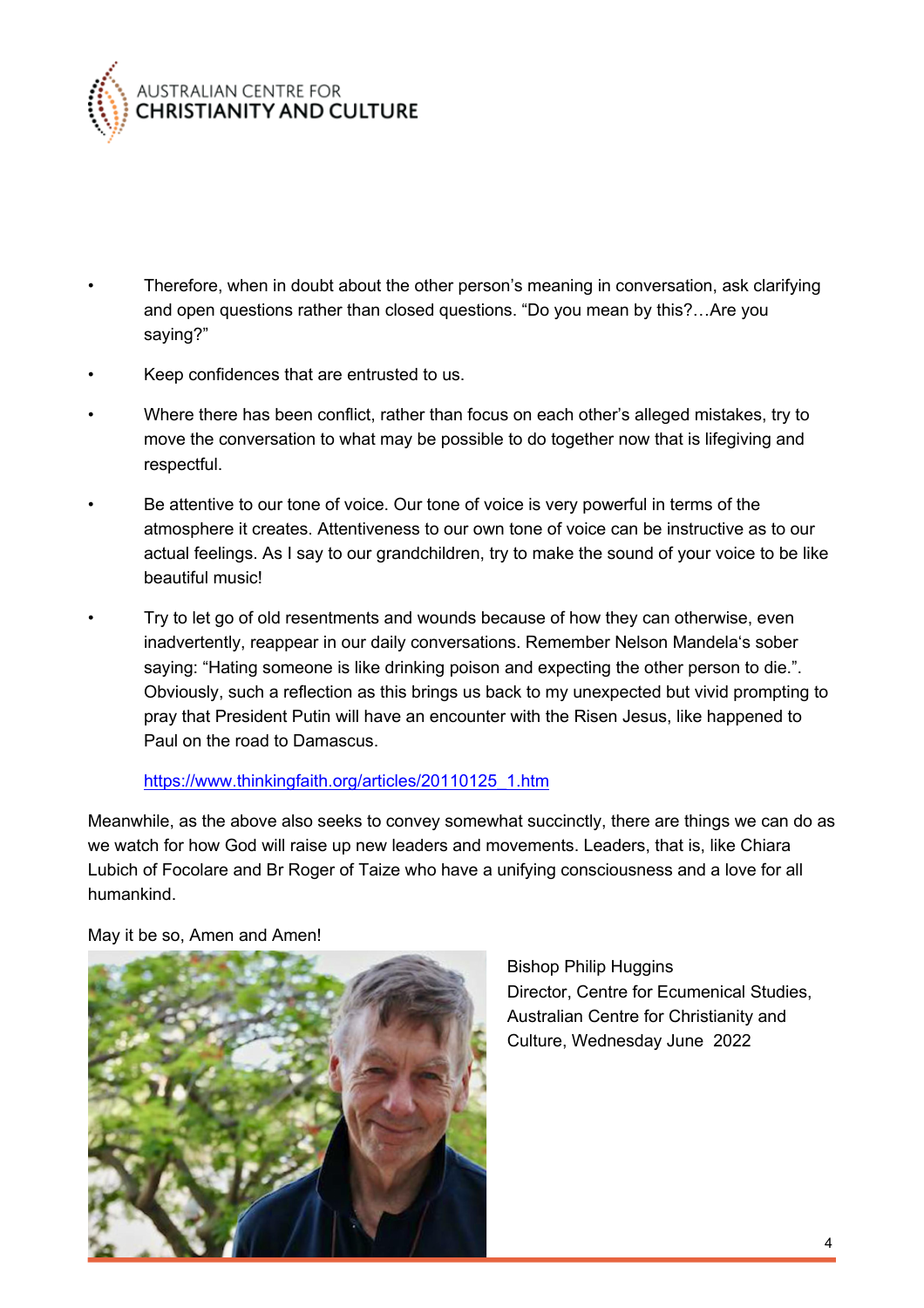- Therefore, when in doubt about the other person's meaning in conversation, ask clarifying and open questions rather than closed questions. "Do you mean by this?…Are you saying?"
- Keep confidences that are entrusted to us.
- Where there has been conflict, rather than focus on each other's alleged mistakes, try to move the conversation to what may be possible to do together now that is lifegiving and respectful.
- Be attentive to our tone of voice. Our tone of voice is very powerful in terms of the atmosphere it creates. Attentiveness to our own tone of voice can be instructive as to our actual feelings. As I say to our grandchildren, try to make the sound of your voice to be like beautiful music!
- Try to let go of old resentments and wounds because of how they can otherwise, even inadvertently, reappear in our daily conversations. Remember Nelson Mandela's sober saying: "Hating someone is like drinking poison and expecting the other person to die.". Obviously, such a reflection as this brings us back to my unexpected but vivid prompting to pray that President Putin will have an encounter with the Risen Jesus, like happened to Paul on the road to Damascus.

  https://www.thinkingfaith.org/articles/20110125_1.htm

Meanwhile, as the above also seeks to convey somewhat succinctly, there are things we can do as we watch for how God will raise up new leaders and movements. Leaders, that is, like Chiara Lubich of Focolare and Br Roger of Taize who have a unifying consciousness and a love for all humankind.

May it be so, Amen and Amen!

Bishop Philip Huggins
Director, Centre for Ecumenical Studies,
Australian Centre for Christianity and Culture, Wednesday June 2022